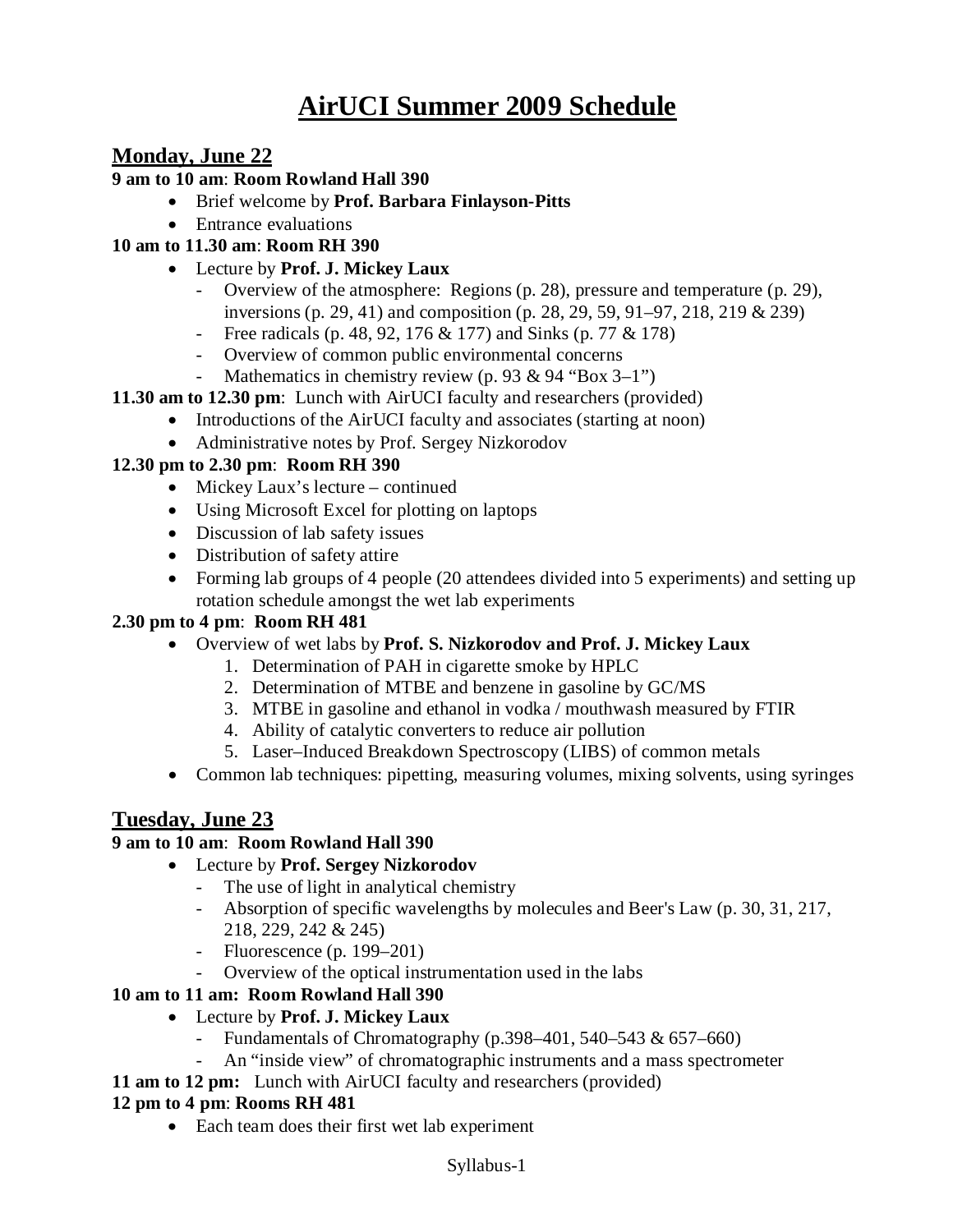# AirUCI Summer 2009 Schedule

## Monday, June 22

**9 am to 10 am**: **Room Rowland Hall 390**

- Brief welcome by **Prof. Barbara Finlayson-Pitts**
- Entrance evaluations

**10 am to 11.30 am**: **Room RH 390**

- Lecture by **Prof. J. Mickey Laux**
  - Overview of the atmosphere: Regions (p. 28), pressure and temperature (p. 29), inversions (p. 29, 41) and composition (p. 28, 29, 59, 91–97, 218, 219 & 239)
  - Free radicals (p. 48, 92, 176 & 177) and Sinks (p. 77 & 178)
  - Overview of common public environmental concerns
  - Mathematics in chemistry review (p. 93 & 94 "Box 3–1")

**11.30 am to 12.30 pm**: Lunch with AirUCI faculty and researchers (provided)

- Introductions of the AirUCI faculty and associates (starting at noon)
- Administrative notes by Prof. Sergey Nizkorodov

**12.30 pm to 2.30 pm**: **Room RH 390**

- Mickey Laux's lecture – continued
- Using Microsoft Excel for plotting on laptops
- Discussion of lab safety issues
- Distribution of safety attire
- Forming lab groups of 4 people (20 attendees divided into 5 experiments) and setting up rotation schedule amongst the wet lab experiments

**2.30 pm to 4 pm**: **Room RH 481**

- Overview of wet labs by **Prof. S. Nizkorodov and Prof. J. Mickey Laux**
  1. Determination of PAH in cigarette smoke by HPLC
  2. Determination of MTBE and benzene in gasoline by GC/MS
  3. MTBE in gasoline and ethanol in vodka / mouthwash measured by FTIR
  4. Ability of catalytic converters to reduce air pollution
  5. Laser–Induced Breakdown Spectroscopy (LIBS) of common metals
- Common lab techniques: pipetting, measuring volumes, mixing solvents, using syringes

## Tuesday, June 23

**9 am to 10 am**: **Room Rowland Hall 390**

- Lecture by **Prof. Sergey Nizkorodov**
  - The use of light in analytical chemistry
  - Absorption of specific wavelengths by molecules and Beer's Law (p. 30, 31, 217, 218, 229, 242 & 245)
  - Fluorescence (p. 199–201)
  - Overview of the optical instrumentation used in the labs

**10 am to 11 am: Room Rowland Hall 390**

- Lecture by **Prof. J. Mickey Laux**
  - Fundamentals of Chromatography (p.398–401, 540–543 & 657–660)
  - An "inside view" of chromatographic instruments and a mass spectrometer

**11 am to 12 pm:** Lunch with AirUCI faculty and researchers (provided)

**12 pm to 4 pm**: **Rooms RH 481**

- Each team does their first wet lab experiment

Syllabus-1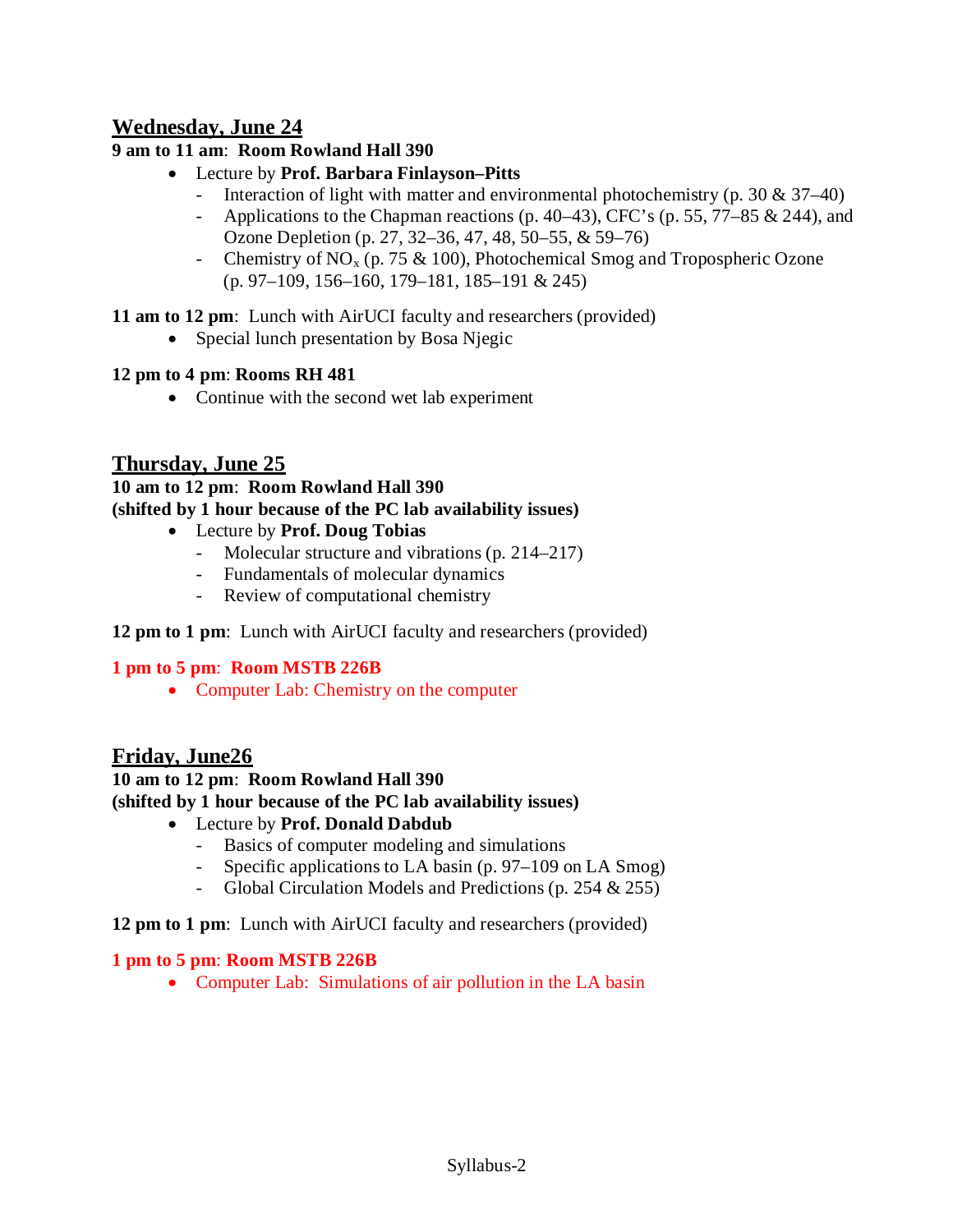## Wednesday, June 24

**9 am to 11 am**: **Room Rowland Hall 390**

- Lecture by **Prof. Barbara Finlayson–Pitts**
  - Interaction of light with matter and environmental photochemistry (p. 30 & 37–40)
  - Applications to the Chapman reactions (p. 40–43), CFC's (p. 55, 77–85 & 244), and Ozone Depletion (p. 27, 32–36, 47, 48, 50–55, & 59–76)
  - Chemistry of $NO_x$ (p. 75 & 100), Photochemical Smog and Tropospheric Ozone (p. 97–109, 156–160, 179–181, 185–191 & 245)

**11 am to 12 pm**: Lunch with AirUCI faculty and researchers (provided)

- Special lunch presentation by Bosa Njegic

**12 pm to 4 pm**: **Rooms RH 481**

- Continue with the second wet lab experiment

## Thursday, June 25

**10 am to 12 pm**: **Room Rowland Hall 390**
**(shifted by 1 hour because of the PC lab availability issues)**

- Lecture by **Prof. Doug Tobias**
  - Molecular structure and vibrations (p. 214–217)
  - Fundamentals of molecular dynamics
  - Review of computational chemistry

**12 pm to 1 pm**: Lunch with AirUCI faculty and researchers (provided)

**1 pm to 5 pm**: **Room MSTB 226B**

- Computer Lab: Chemistry on the computer

## Friday, June26

**10 am to 12 pm**: **Room Rowland Hall 390**
**(shifted by 1 hour because of the PC lab availability issues)**

- Lecture by **Prof. Donald Dabdub**
  - Basics of computer modeling and simulations
  - Specific applications to LA basin (p. 97–109 on LA Smog)
  - Global Circulation Models and Predictions (p. 254 & 255)

**12 pm to 1 pm**: Lunch with AirUCI faculty and researchers (provided)

**1 pm to 5 pm**: **Room MSTB 226B**

- Computer Lab: Simulations of air pollution in the LA basin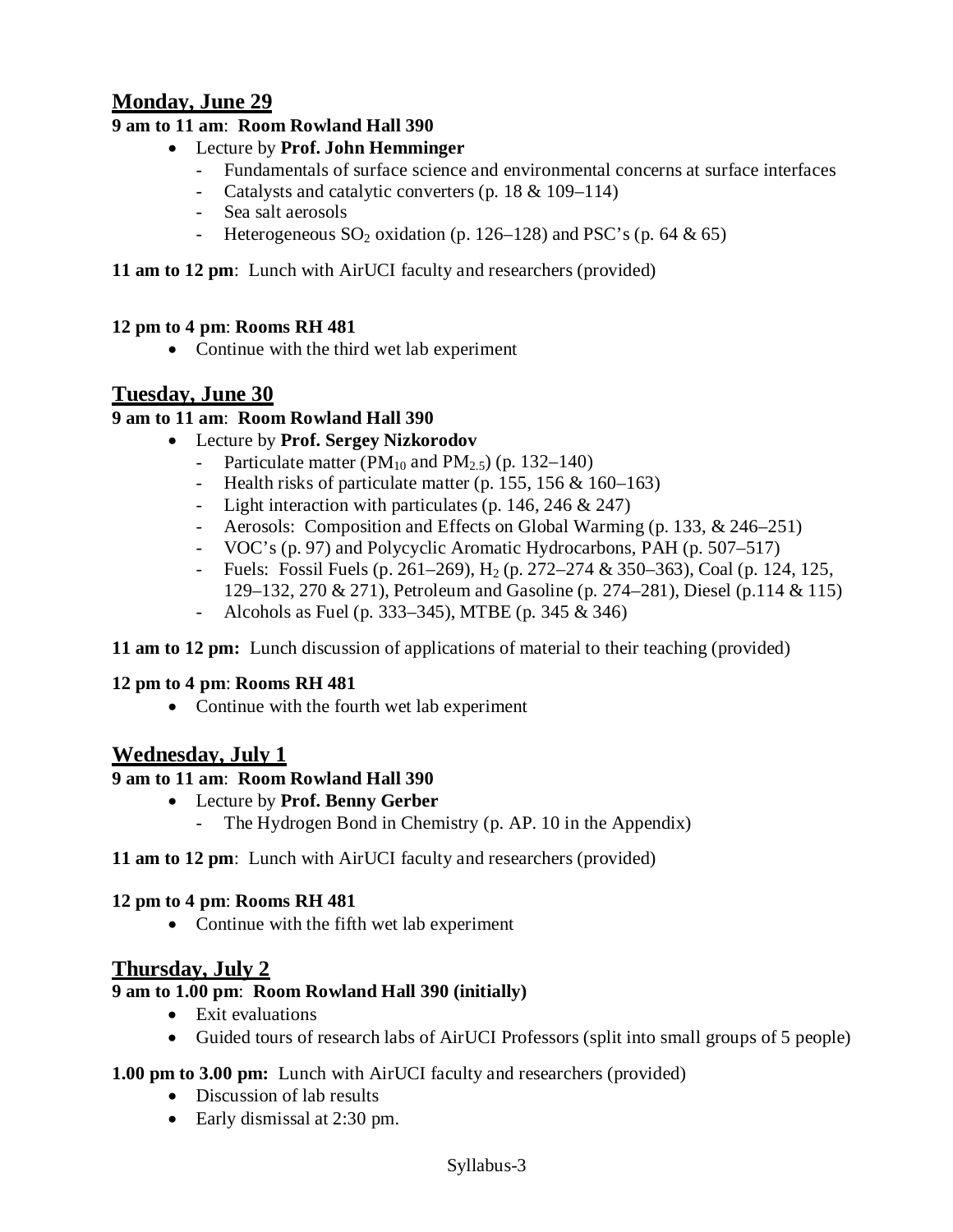## Monday, June 29

**9 am to 11 am**: **Room Rowland Hall 390**

- Lecture by **Prof. John Hemminger**
  - Fundamentals of surface science and environmental concerns at surface interfaces
  - Catalysts and catalytic converters (p. 18 & 109–114)
  - Sea salt aerosols
  - Heterogeneous $SO_2$ oxidation (p. 126–128) and PSC's (p. 64 & 65)

**11 am to 12 pm**: Lunch with AirUCI faculty and researchers (provided)

**12 pm to 4 pm**: **Rooms RH 481**

- Continue with the third wet lab experiment

## Tuesday, June 30

**9 am to 11 am**: **Room Rowland Hall 390**

- Lecture by **Prof. Sergey Nizkorodov**
  - Particulate matter ($PM_{10}$ and $PM_{2.5}$) (p. 132–140)
  - Health risks of particulate matter (p. 155, 156 & 160–163)
  - Light interaction with particulates (p. 146, 246 & 247)
  - Aerosols: Composition and Effects on Global Warming (p. 133, & 246–251)
  - VOC's (p. 97) and Polycyclic Aromatic Hydrocarbons, PAH (p. 507–517)
  - Fuels: Fossil Fuels (p. 261–269), $H_2$ (p. 272–274 & 350–363), Coal (p. 124, 125, 129–132, 270 & 271), Petroleum and Gasoline (p. 274–281), Diesel (p.114 & 115)
  - Alcohols as Fuel (p. 333–345), MTBE (p. 345 & 346)

**11 am to 12 pm:** Lunch discussion of applications of material to their teaching (provided)

**12 pm to 4 pm**: **Rooms RH 481**

- Continue with the fourth wet lab experiment

## Wednesday, July 1

**9 am to 11 am**: **Room Rowland Hall 390**

- Lecture by **Prof. Benny Gerber**
  - The Hydrogen Bond in Chemistry (p. AP. 10 in the Appendix)

**11 am to 12 pm**: Lunch with AirUCI faculty and researchers (provided)

**12 pm to 4 pm**: **Rooms RH 481**

- Continue with the fifth wet lab experiment

## Thursday, July 2

**9 am to 1.00 pm**: **Room Rowland Hall 390 (initially)**

- Exit evaluations
- Guided tours of research labs of AirUCI Professors (split into small groups of 5 people)

**1.00 pm to 3.00 pm:** Lunch with AirUCI faculty and researchers (provided)

- Discussion of lab results
- Early dismissal at 2:30 pm.